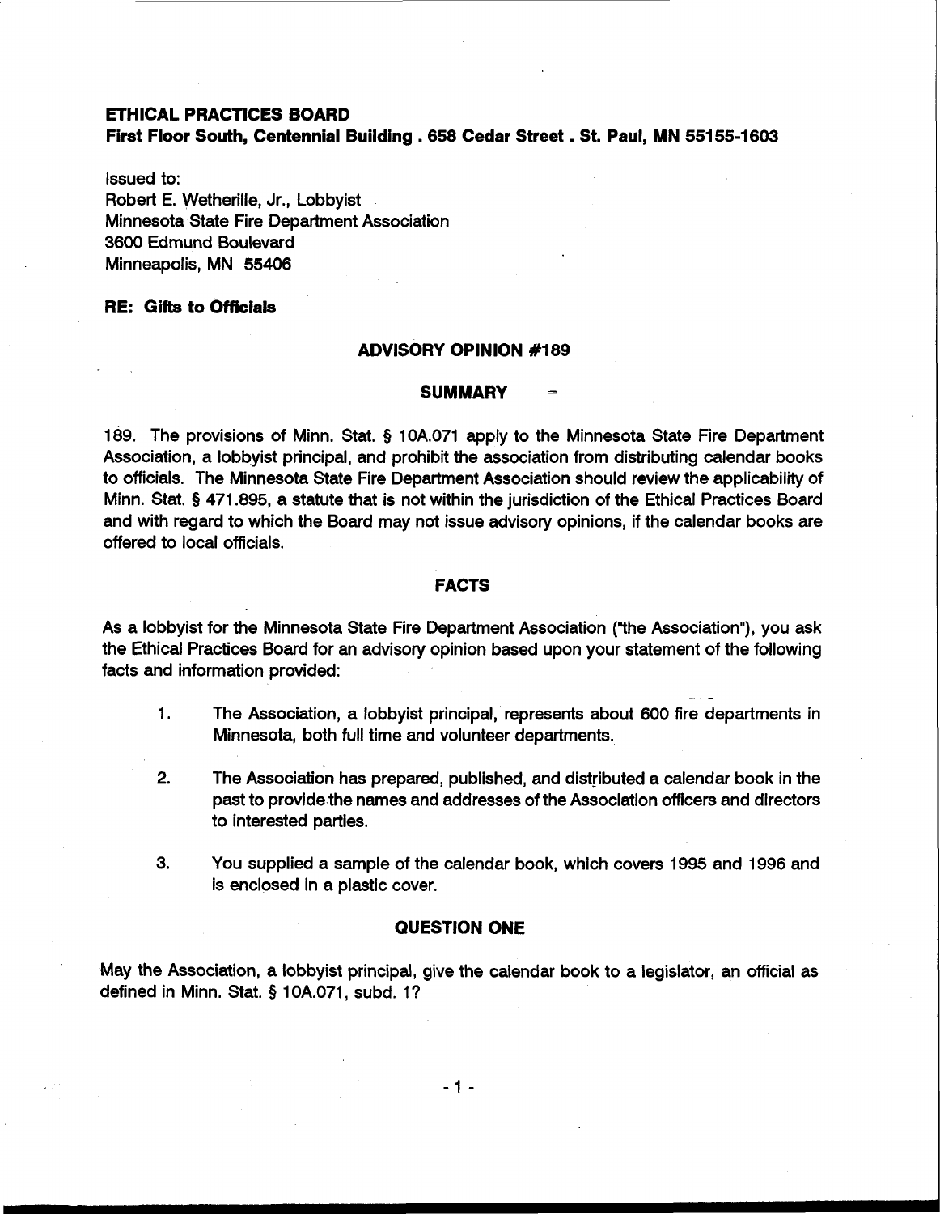**ETHICAL PRACTICES BOARD**
**First Floor South, Centennial Building . 658 Cedar Street . St. Paul, MN 55155-1603**

Issued to:
Robert E. Wetherille, Jr., Lobbyist
Minnesota State Fire Department Association
3600 Edmund Boulevard
Minneapolis, MN 55406

**RE: Gifts to Officials**

## ADVISORY OPINION #189

### SUMMARY

189. The provisions of Minn. Stat. § 10A.071 apply to the Minnesota State Fire Department Association, a lobbyist principal, and prohibit the association from distributing calendar books to officials. The Minnesota State Fire Department Association should review the applicability of Minn. Stat. § 471.895, a statute that is not within the jurisdiction of the Ethical Practices Board and with regard to which the Board may not issue advisory opinions, if the calendar books are offered to local officials.

### FACTS

As a lobbyist for the Minnesota State Fire Department Association ("the Association"), you ask the Ethical Practices Board for an advisory opinion based upon your statement of the following facts and information provided:

1. The Association, a lobbyist principal, represents about 600 fire departments in Minnesota, both full time and volunteer departments.

2. The Association has prepared, published, and distributed a calendar book in the past to provide the names and addresses of the Association officers and directors to interested parties.

3. You supplied a sample of the calendar book, which covers 1995 and 1996 and is enclosed in a plastic cover.

### QUESTION ONE

May the Association, a lobbyist principal, give the calendar book to a legislator, an official as defined in Minn. Stat. § 10A.071, subd. 1?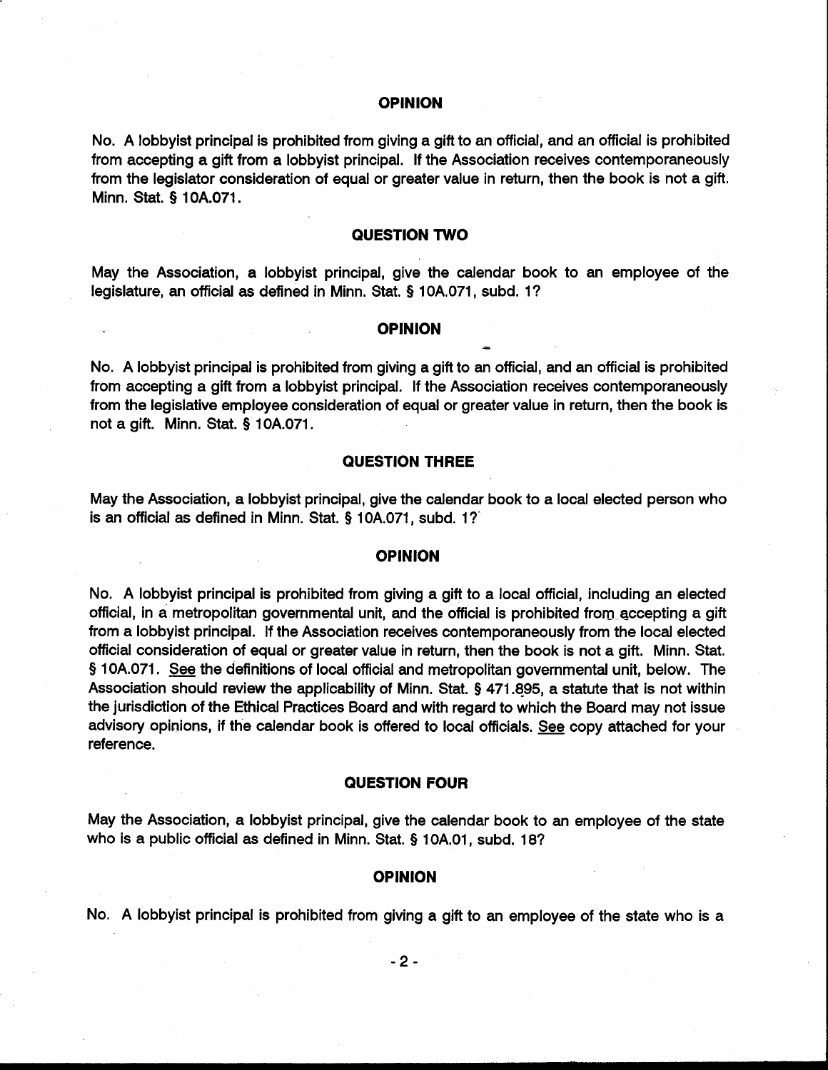## OPINION

No. A lobbyist principal is prohibited from giving a gift to an official, and an official is prohibited from accepting a gift from a lobbyist principal. If the Association receives contemporaneously from the legislator consideration of equal or greater value in return, then the book is not a gift. Minn. Stat. § 10A.071.

## QUESTION TWO

May the Association, a lobbyist principal, give the calendar book to an employee of the legislature, an official as defined in Minn. Stat. § 10A.071, subd. 1?

## OPINION

No. A lobbyist principal is prohibited from giving a gift to an official, and an official is prohibited from accepting a gift from a lobbyist principal. If the Association receives contemporaneously from the legislative employee consideration of equal or greater value in return, then the book is not a gift. Minn. Stat. § 10A.071.

## QUESTION THREE

May the Association, a lobbyist principal, give the calendar book to a local elected person who is an official as defined in Minn. Stat. § 10A.071, subd. 1?

## OPINION

No. A lobbyist principal is prohibited from giving a gift to a local official, including an elected official, in a metropolitan governmental unit, and the official is prohibited from accepting a gift from a lobbyist principal. If the Association receives contemporaneously from the local elected official consideration of equal or greater value in return, then the book is not a gift. Minn. Stat. § 10A.071. See the definitions of local official and metropolitan governmental unit, below. The Association should review the applicability of Minn. Stat. § 471.895, a statute that is not within the jurisdiction of the Ethical Practices Board and with regard to which the Board may not issue advisory opinions, if the calendar book is offered to local officials. See copy attached for your reference.

## QUESTION FOUR

May the Association, a lobbyist principal, give the calendar book to an employee of the state who is a public official as defined in Minn. Stat. § 10A.01, subd. 18?

## OPINION

No. A lobbyist principal is prohibited from giving a gift to an employee of the state who is a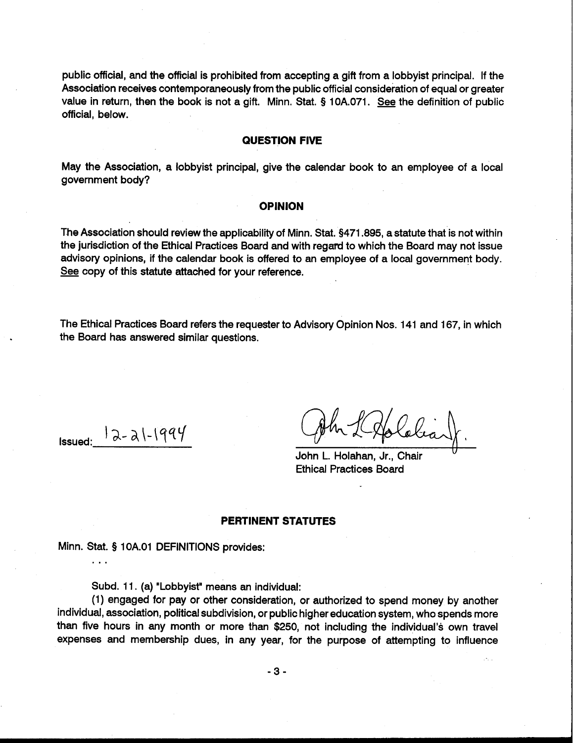public official, and the official is prohibited from accepting a gift from a lobbyist principal. If the Association receives contemporaneously from the public official consideration of equal or greater value in return, then the book is not a gift. Minn. Stat. § 10A.071. See the definition of public official, below.

### QUESTION FIVE

May the Association, a lobbyist principal, give the calendar book to an employee of a local government body?

### OPINION

The Association should review the applicability of Minn. Stat. §471.895, a statute that is not within the jurisdiction of the Ethical Practices Board and with regard to which the Board may not issue advisory opinions, if the calendar book is offered to an employee of a local government body. See copy of this statute attached for your reference.

The Ethical Practices Board refers the requester to Advisory Opinion Nos. 141 and 167, in which the Board has answered similar questions.

Issued: 12-21-1994

John L. Holahan, Jr., Chair
Ethical Practices Board

### PERTINENT STATUTES

Minn. Stat. § 10A.01 DEFINITIONS provides:

. . .

Subd. 11. (a) "Lobbyist" means an individual:

(1) engaged for pay or other consideration, or authorized to spend money by another individual, association, political subdivision, or public higher education system, who spends more than five hours in any month or more than $250, not including the individual's own travel expenses and membership dues, in any year, for the purpose of attempting to influence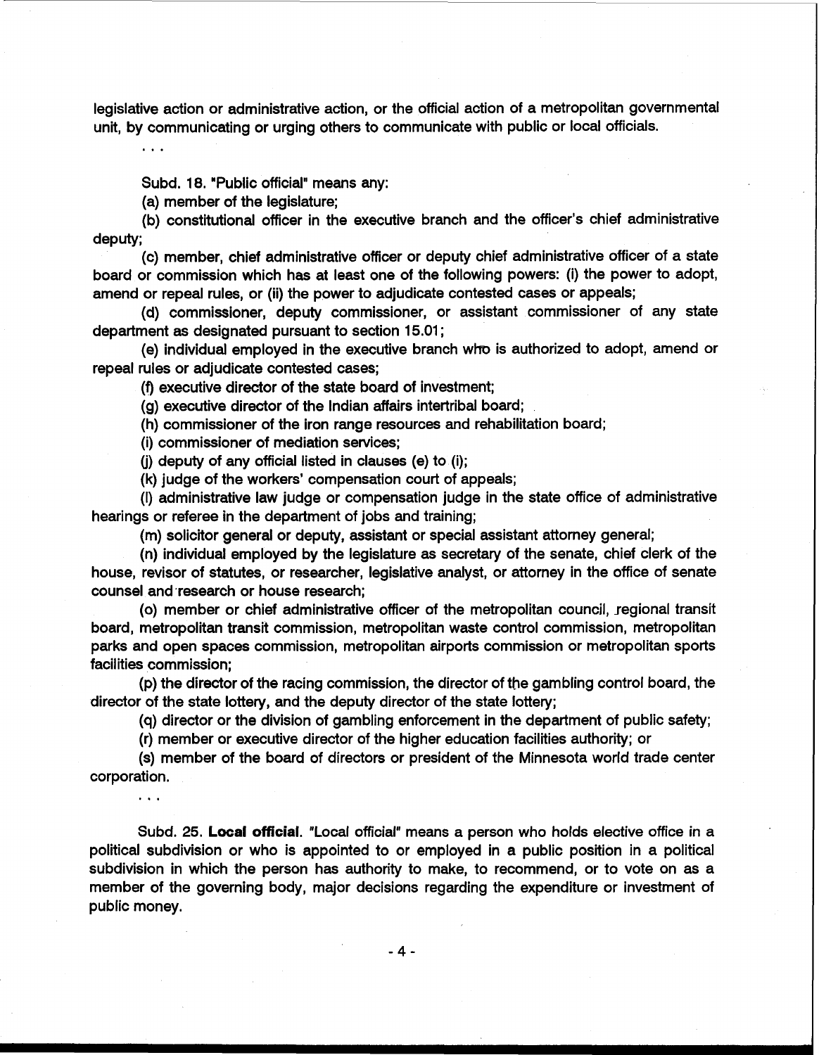legislative action or administrative action, or the official action of a metropolitan governmental unit, by communicating or urging others to communicate with public or local officials.

. . .

Subd. 18. "Public official" means any:

(a) member of the legislature;

(b) constitutional officer in the executive branch and the officer's chief administrative deputy;

(c) member, chief administrative officer or deputy chief administrative officer of a state board or commission which has at least one of the following powers: (i) the power to adopt, amend or repeal rules, or (ii) the power to adjudicate contested cases or appeals;

(d) commissioner, deputy commissioner, or assistant commissioner of any state department as designated pursuant to section 15.01;

(e) individual employed in the executive branch who is authorized to adopt, amend or repeal rules or adjudicate contested cases;

(f) executive director of the state board of investment;

(g) executive director of the Indian affairs intertribal board;

(h) commissioner of the iron range resources and rehabilitation board;

(i) commissioner of mediation services;

(j) deputy of any official listed in clauses (e) to (i);

(k) judge of the workers' compensation court of appeals;

(l) administrative law judge or compensation judge in the state office of administrative hearings or referee in the department of jobs and training;

(m) solicitor general or deputy, assistant or special assistant attorney general;

(n) individual employed by the legislature as secretary of the senate, chief clerk of the house, revisor of statutes, or researcher, legislative analyst, or attorney in the office of senate counsel and research or house research;

(o) member or chief administrative officer of the metropolitan council, regional transit board, metropolitan transit commission, metropolitan waste control commission, metropolitan parks and open spaces commission, metropolitan airports commission or metropolitan sports facilities commission;

(p) the director of the racing commission, the director of the gambling control board, the director of the state lottery, and the deputy director of the state lottery;

(q) director or the division of gambling enforcement in the department of public safety;

(r) member or executive director of the higher education facilities authority; or

(s) member of the board of directors or president of the Minnesota world trade center corporation.

. . .

Subd. 25. **Local official**. "Local official" means a person who holds elective office in a political subdivision or who is appointed to or employed in a public position in a political subdivision in which the person has authority to make, to recommend, or to vote on as a member of the governing body, major decisions regarding the expenditure or investment of public money.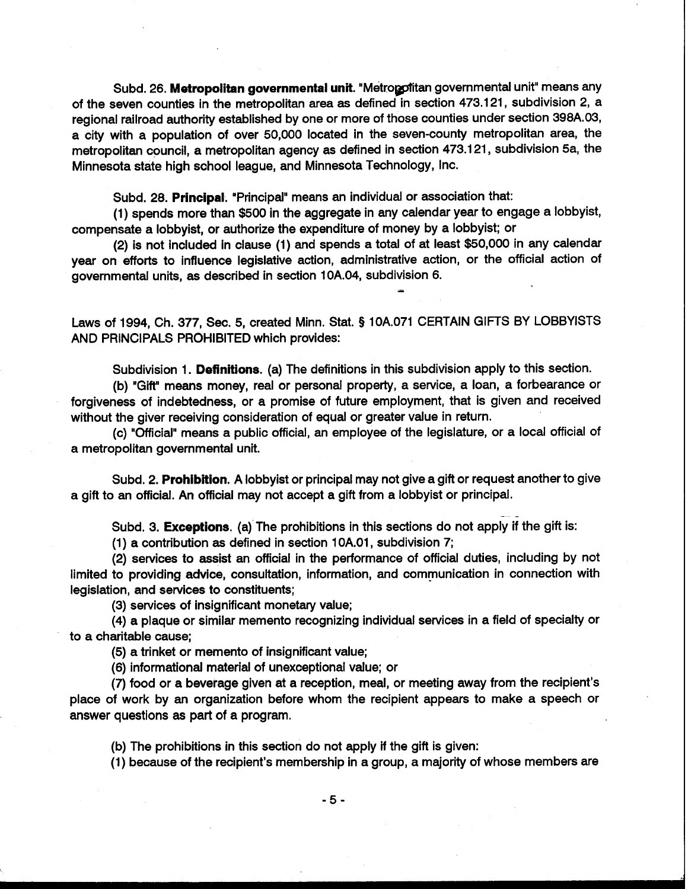Subd. 26. **Metropolitan governmental unit.** "Metropolitan governmental unit" means any of the seven counties in the metropolitan area as defined in section 473.121, subdivision 2, a regional railroad authority established by one or more of those counties under section 398A.03, a city with a population of over 50,000 located in the seven-county metropolitan area, the metropolitan council, a metropolitan agency as defined in section 473.121, subdivision 5a, the Minnesota state high school league, and Minnesota Technology, Inc.

Subd. 28. **Principal.** "Principal" means an individual or association that:

(1) spends more than $500 in the aggregate in any calendar year to engage a lobbyist, compensate a lobbyist, or authorize the expenditure of money by a lobbyist; or

(2) is not included in clause (1) and spends a total of at least $50,000 in any calendar year on efforts to influence legislative action, administrative action, or the official action of governmental units, as described in section 10A.04, subdivision 6.

Laws of 1994, Ch. 377, Sec. 5, created Minn. Stat. § 10A.071 CERTAIN GIFTS BY LOBBYISTS AND PRINCIPALS PROHIBITED which provides:

Subdivision 1. **Definitions.** (a) The definitions in this subdivision apply to this section.

(b) "Gift" means money, real or personal property, a service, a loan, a forbearance or forgiveness of indebtedness, or a promise of future employment, that is given and received without the giver receiving consideration of equal or greater value in return.

(c) "Official" means a public official, an employee of the legislature, or a local official of a metropolitan governmental unit.

Subd. 2. **Prohibition.** A lobbyist or principal may not give a gift or request another to give a gift to an official. An official may not accept a gift from a lobbyist or principal.

Subd. 3. **Exceptions.** (a) The prohibitions in this sections do not apply if the gift is:

(1) a contribution as defined in section 10A.01, subdivision 7;

(2) services to assist an official in the performance of official duties, including by not limited to providing advice, consultation, information, and communication in connection with legislation, and services to constituents;

(3) services of insignificant monetary value;

(4) a plaque or similar memento recognizing individual services in a field of specialty or to a charitable cause;

(5) a trinket or memento of insignificant value;

(6) informational material of unexceptional value; or

(7) food or a beverage given at a reception, meal, or meeting away from the recipient's place of work by an organization before whom the recipient appears to make a speech or answer questions as part of a program.

(b) The prohibitions in this section do not apply if the gift is given:

(1) because of the recipient's membership in a group, a majority of whose members are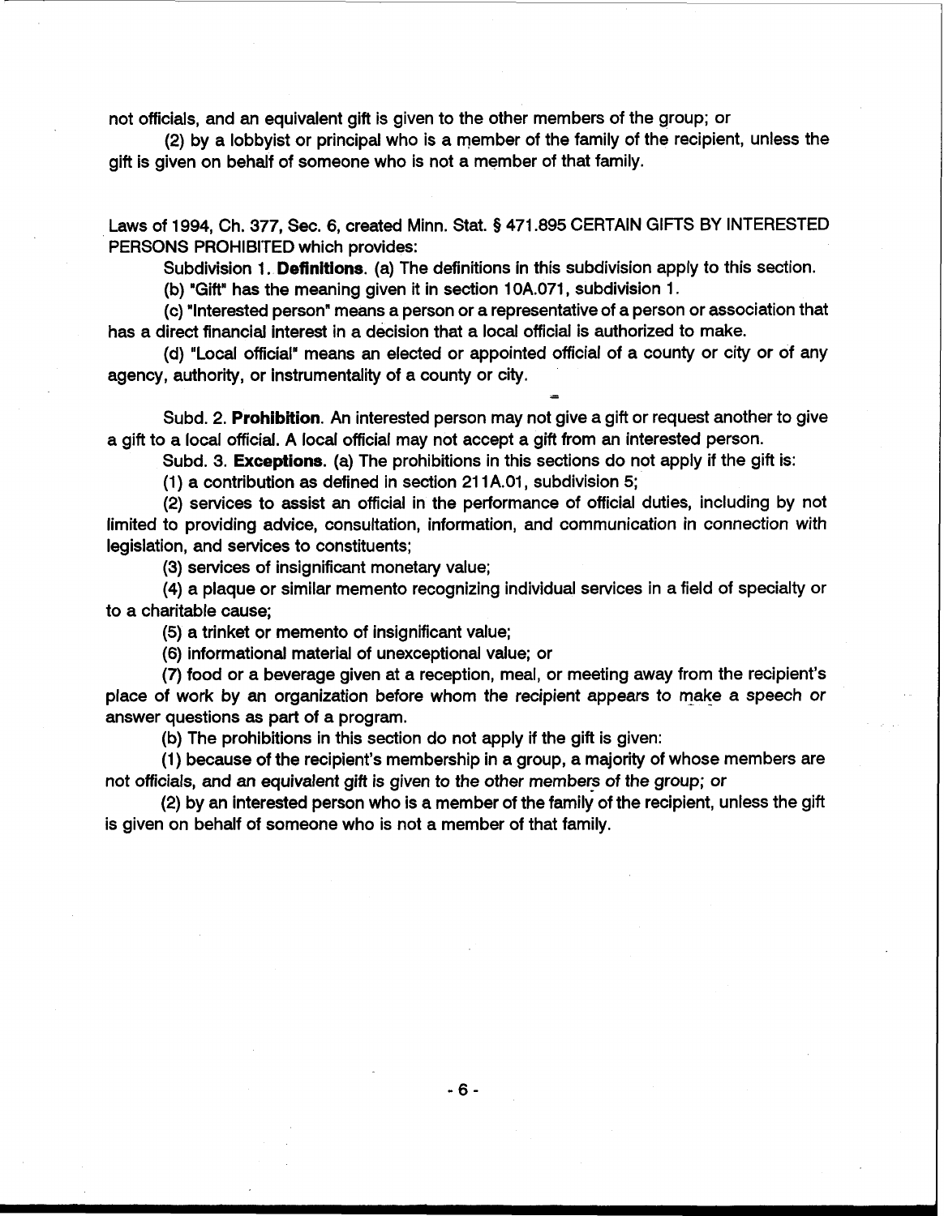not officials, and an equivalent gift is given to the other members of the group; or

(2) by a lobbyist or principal who is a member of the family of the recipient, unless the gift is given on behalf of someone who is not a member of that family.

Laws of 1994, Ch. 377, Sec. 6, created Minn. Stat. § 471.895 CERTAIN GIFTS BY INTERESTED PERSONS PROHIBITED which provides:

Subdivision 1. **Definitions**. (a) The definitions in this subdivision apply to this section.

(b) "Gift" has the meaning given it in section 10A.071, subdivision 1.

(c) "Interested person" means a person or a representative of a person or association that has a direct financial interest in a decision that a local official is authorized to make.

(d) "Local official" means an elected or appointed official of a county or city or of any agency, authority, or instrumentality of a county or city.

Subd. 2. **Prohibition**. An interested person may not give a gift or request another to give a gift to a local official. A local official may not accept a gift from an interested person.

Subd. 3. **Exceptions**. (a) The prohibitions in this sections do not apply if the gift is:

(1) a contribution as defined in section 211A.01, subdivision 5;

(2) services to assist an official in the performance of official duties, including by not limited to providing advice, consultation, information, and communication in connection with legislation, and services to constituents;

(3) services of insignificant monetary value;

(4) a plaque or similar memento recognizing individual services in a field of specialty or to a charitable cause;

(5) a trinket or memento of insignificant value;

(6) informational material of unexceptional value; or

(7) food or a beverage given at a reception, meal, or meeting away from the recipient's place of work by an organization before whom the recipient appears to make a speech or answer questions as part of a program.

(b) The prohibitions in this section do not apply if the gift is given:

(1) because of the recipient's membership in a group, a majority of whose members are not officials, and an equivalent gift is given to the other members of the group; or

(2) by an interested person who is a member of the family of the recipient, unless the gift is given on behalf of someone who is not a member of that family.